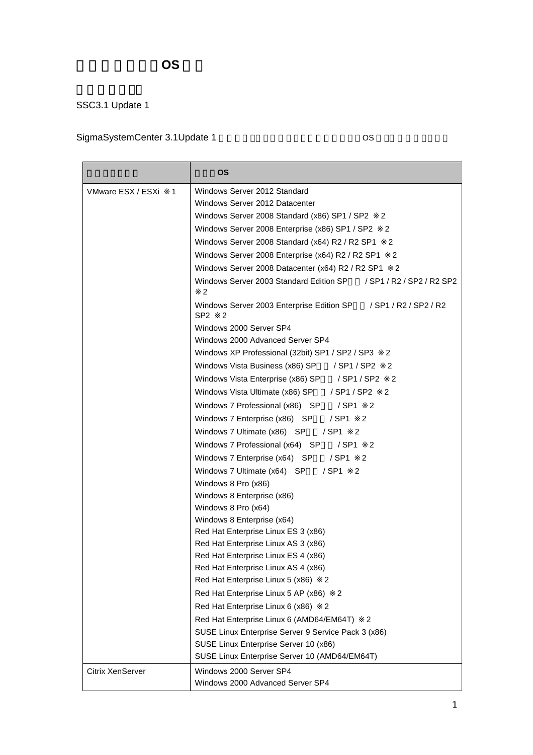# ゲストOS

SSC3.1 Update 1

SigmaSystemCenter 3.1Update 1 OS

| | OS |
|---|---|
| VMware ESX / ESXi ※1 | Windows Server 2012 Standard<br>Windows Server 2012 Datacenter<br>Windows Server 2008 Standard (x86) SP1 / SP2 ※2<br>Windows Server 2008 Enterprise (x86) SP1 / SP2 ※2<br>Windows Server 2008 Standard (x64) R2 / R2 SP1 ※2<br>Windows Server 2008 Enterprise (x64) R2 / R2 SP1 ※2<br>Windows Server 2008 Datacenter (x64) R2 / R2 SP1 ※2<br>Windows Server 2003 Standard Edition SP / SP1 / R2 / SP2 / R2 SP2 ※2<br>Windows Server 2003 Enterprise Edition SP / SP1 / R2 / SP2 / R2 SP2 ※2<br>Windows 2000 Server SP4<br>Windows 2000 Advanced Server SP4<br>Windows XP Professional (32bit) SP1 / SP2 / SP3 ※2<br>Windows Vista Business (x86) SP / SP1 / SP2 ※2<br>Windows Vista Enterprise (x86) SP / SP1 / SP2 ※2<br>Windows Vista Ultimate (x86) SP / SP1 / SP2 ※2<br>Windows 7 Professional (x86) SP / SP1 ※2<br>Windows 7 Enterprise (x86) SP / SP1 ※2<br>Windows 7 Ultimate (x86) SP / SP1 ※2<br>Windows 7 Professional (x64) SP / SP1 ※2<br>Windows 7 Enterprise (x64) SP / SP1 ※2<br>Windows 7 Ultimate (x64) SP / SP1 ※2<br>Windows 8 Pro (x86)<br>Windows 8 Enterprise (x86)<br>Windows 8 Pro (x64)<br>Windows 8 Enterprise (x64)<br>Red Hat Enterprise Linux ES 3 (x86)<br>Red Hat Enterprise Linux AS 3 (x86)<br>Red Hat Enterprise Linux ES 4 (x86)<br>Red Hat Enterprise Linux AS 4 (x86)<br>Red Hat Enterprise Linux 5 (x86) ※2<br>Red Hat Enterprise Linux 5 AP (x86) ※2<br>Red Hat Enterprise Linux 6 (x86) ※2<br>Red Hat Enterprise Linux 6 (AMD64/EM64T) ※2<br>SUSE Linux Enterprise Server 9 Service Pack 3 (x86)<br>SUSE Linux Enterprise Server 10 (x86)<br>SUSE Linux Enterprise Server 10 (AMD64/EM64T) |
| Citrix XenServer | Windows 2000 Server SP4<br>Windows 2000 Advanced Server SP4 |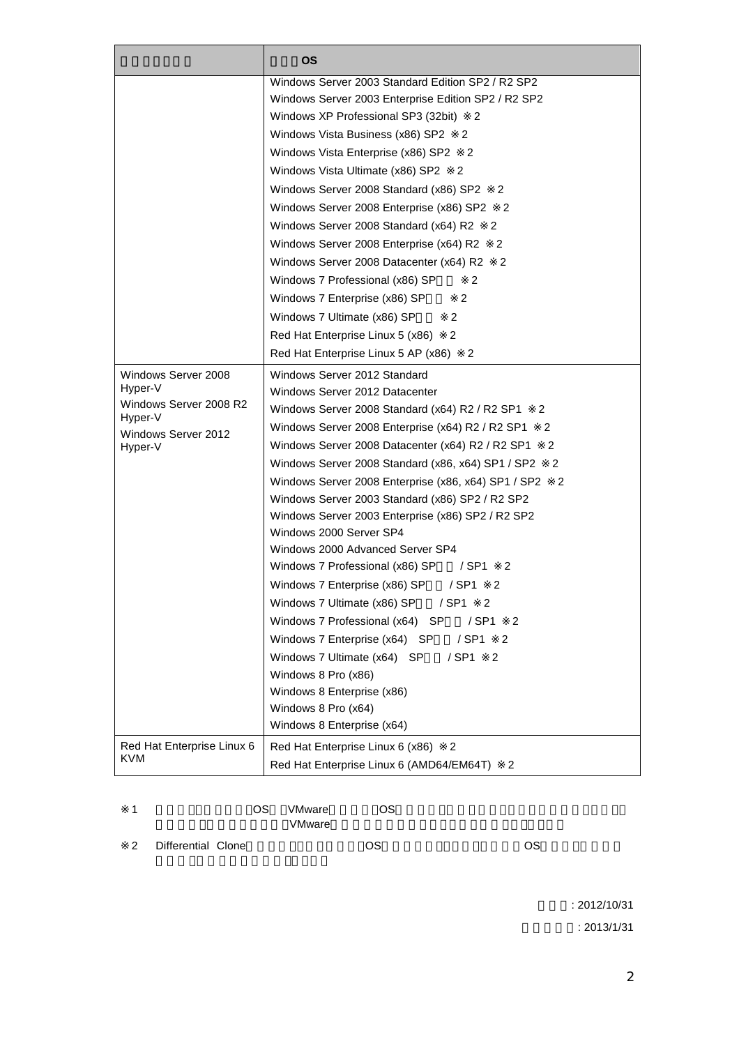| | OS |
|---|---|
| | Windows Server 2003 Standard Edition SP2 / R2 SP2<br>Windows Server 2003 Enterprise Edition SP2 / R2 SP2<br>Windows XP Professional SP3 (32bit) ※2<br>Windows Vista Business (x86) SP2 ※2<br>Windows Vista Enterprise (x86) SP2 ※2<br>Windows Vista Ultimate (x86) SP2 ※2<br>Windows Server 2008 Standard (x86) SP2 ※2<br>Windows Server 2008 Enterprise (x86) SP2 ※2<br>Windows Server 2008 Standard (x64) R2 ※2<br>Windows Server 2008 Enterprise (x64) R2 ※2<br>Windows Server 2008 Datacenter (x64) R2 ※2<br>Windows 7 Professional (x86) SP ※2<br>Windows 7 Enterprise (x86) SP ※2<br>Windows 7 Ultimate (x86) SP ※2<br>Red Hat Enterprise Linux 5 (x86) ※2<br>Red Hat Enterprise Linux 5 AP (x86) ※2 |
| Windows Server 2008 Hyper-V<br>Windows Server 2008 R2 Hyper-V<br>Windows Server 2012 Hyper-V | Windows Server 2012 Standard<br>Windows Server 2012 Datacenter<br>Windows Server 2008 Standard (x64) R2 / R2 SP1 ※2<br>Windows Server 2008 Enterprise (x64) R2 / R2 SP1 ※2<br>Windows Server 2008 Datacenter (x64) R2 / R2 SP1 ※2<br>Windows Server 2008 Standard (x86, x64) SP1 / SP2 ※2<br>Windows Server 2008 Enterprise (x86, x64) SP1 / SP2 ※2<br>Windows Server 2003 Standard (x86) SP2 / R2 SP2<br>Windows Server 2003 Enterprise (x86) SP2 / R2 SP2<br>Windows 2000 Server SP4<br>Windows 2000 Advanced Server SP4<br>Windows 7 Professional (x86) SP / SP1 ※2<br>Windows 7 Enterprise (x86) SP / SP1 ※2<br>Windows 7 Ultimate (x86) SP / SP1 ※2<br>Windows 7 Professional (x64) SP / SP1 ※2<br>Windows 7 Enterprise (x64) SP / SP1 ※2<br>Windows 7 Ultimate (x64) SP / SP1 ※2<br>Windows 8 Pro (x86)<br>Windows 8 Enterprise (x86)<br>Windows 8 Pro (x64)<br>Windows 8 Enterprise (x64) |
| Red Hat Enterprise Linux 6 KVM | Red Hat Enterprise Linux 6 (x86) ※2<br>Red Hat Enterprise Linux 6 (AMD64/EM64T) ※2 |

※1 OS VMware OS VMware

※2 Differential Clone OS OS

: 2012/10/31

: 2013/1/31